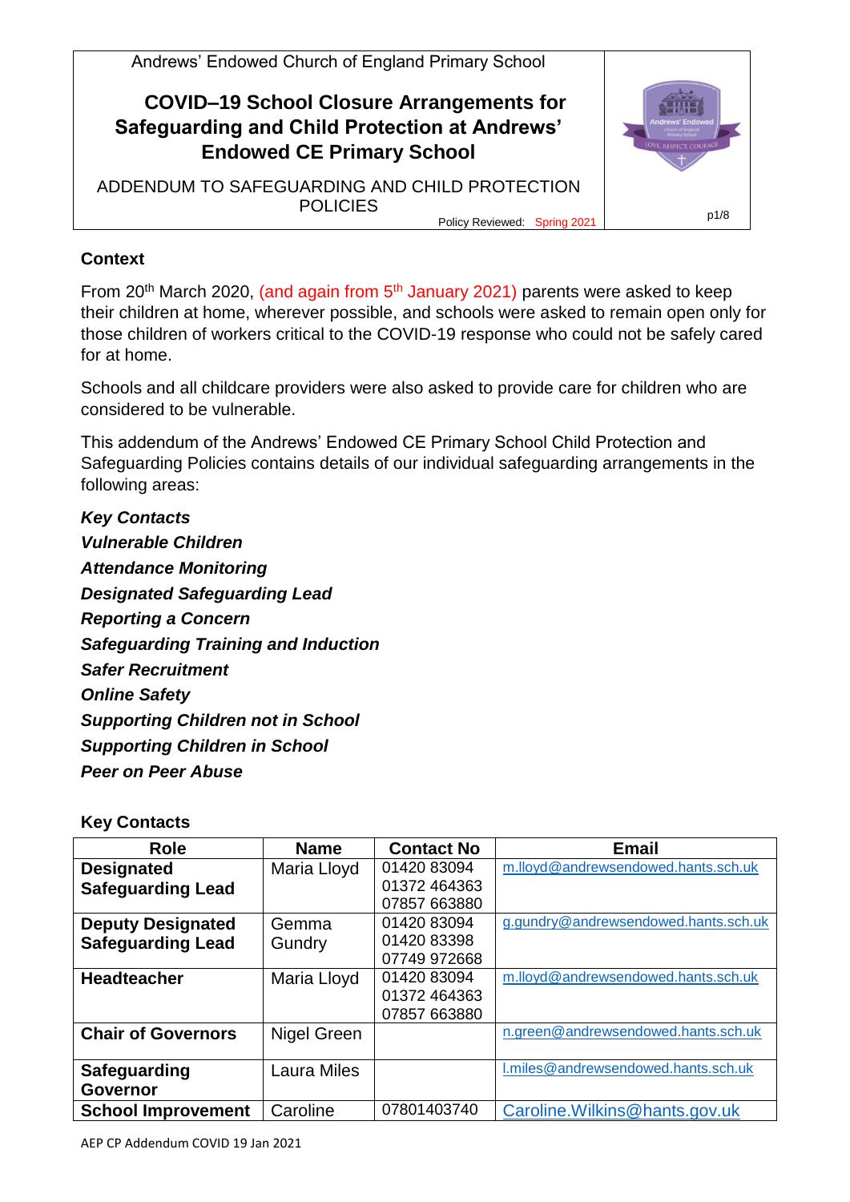Andrews' Endowed Church of England Primary School

# COVID–19 School Closure Arrangements for Safeguarding and Child Protection at Andrews' Endowed CE Primary School

ADDENDUM TO SAFEGUARDING AND CHILD PROTECTION POLICIES

Policy Reviewed: Spring 2021

## Context

From 20th March 2020, (and again from 5th January 2021) parents were asked to keep their children at home, wherever possible, and schools were asked to remain open only for those children of workers critical to the COVID-19 response who could not be safely cared for at home.

Schools and all childcare providers were also asked to provide care for children who are considered to be vulnerable.

This addendum of the Andrews' Endowed CE Primary School Child Protection and Safeguarding Policies contains details of our individual safeguarding arrangements in the following areas:

***Key Contacts***
***Vulnerable Children***
***Attendance Monitoring***
***Designated Safeguarding Lead***
***Reporting a Concern***
***Safeguarding Training and Induction***
***Safer Recruitment***
***Online Safety***
***Supporting Children not in School***
***Supporting Children in School***
***Peer on Peer Abuse***

## Key Contacts

| Role | Name | Contact No | Email |
|---|---|---|---|
| **Designated Safeguarding Lead** | Maria Lloyd | 01420 83094<br>01372 464363<br>07857 663880 | m.lloyd@andrewsendowed.hants.sch.uk |
| **Deputy Designated Safeguarding Lead** | Gemma Gundry | 01420 83094<br>01420 83398<br>07749 972668 | g.gundry@andrewsendowed.hants.sch.uk |
| **Headteacher** | Maria Lloyd | 01420 83094<br>01372 464363<br>07857 663880 | m.lloyd@andrewsendowed.hants.sch.uk |
| **Chair of Governors** | Nigel Green | | n.green@andrewsendowed.hants.sch.uk |
| **Safeguarding Governor** | Laura Miles | | l.miles@andrewsendowed.hants.sch.uk |
| **School Improvement** | Caroline | 07801403740 | Caroline.Wilkins@hants.gov.uk |

AEP CP Addendum COVID 19 Jan 2021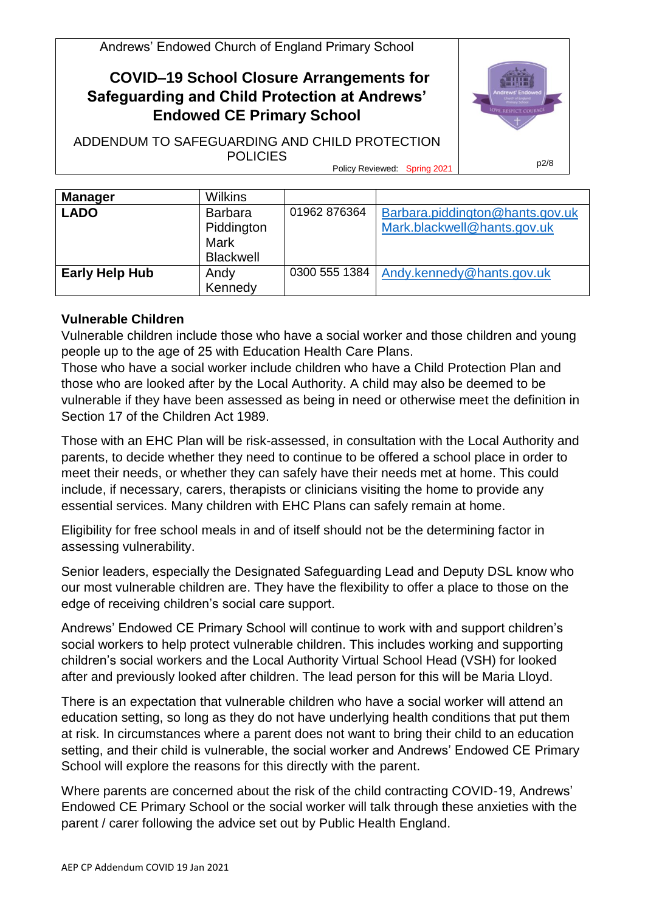| Manager | Wilkins | | |
| --- | --- | --- | --- |
| **LADO** | Barbara Piddington Mark Blackwell | 01962 876364 | Barbara.piddington@hants.gov.uk Mark.blackwell@hants.gov.uk |
| **Early Help Hub** | Andy Kennedy | 0300 555 1384 | Andy.kennedy@hants.gov.uk |

**Vulnerable Children**

Vulnerable children include those who have a social worker and those children and young people up to the age of 25 with Education Health Care Plans.

Those who have a social worker include children who have a Child Protection Plan and those who are looked after by the Local Authority. A child may also be deemed to be vulnerable if they have been assessed as being in need or otherwise meet the definition in Section 17 of the Children Act 1989.

Those with an EHC Plan will be risk-assessed, in consultation with the Local Authority and parents, to decide whether they need to continue to be offered a school place in order to meet their needs, or whether they can safely have their needs met at home. This could include, if necessary, carers, therapists or clinicians visiting the home to provide any essential services. Many children with EHC Plans can safely remain at home.

Eligibility for free school meals in and of itself should not be the determining factor in assessing vulnerability.

Senior leaders, especially the Designated Safeguarding Lead and Deputy DSL know who our most vulnerable children are. They have the flexibility to offer a place to those on the edge of receiving children's social care support.

Andrews' Endowed CE Primary School will continue to work with and support children's social workers to help protect vulnerable children. This includes working and supporting children's social workers and the Local Authority Virtual School Head (VSH) for looked after and previously looked after children. The lead person for this will be Maria Lloyd.

There is an expectation that vulnerable children who have a social worker will attend an education setting, so long as they do not have underlying health conditions that put them at risk. In circumstances where a parent does not want to bring their child to an education setting, and their child is vulnerable, the social worker and Andrews' Endowed CE Primary School will explore the reasons for this directly with the parent.

Where parents are concerned about the risk of the child contracting COVID-19, Andrews' Endowed CE Primary School or the social worker will talk through these anxieties with the parent / carer following the advice set out by Public Health England.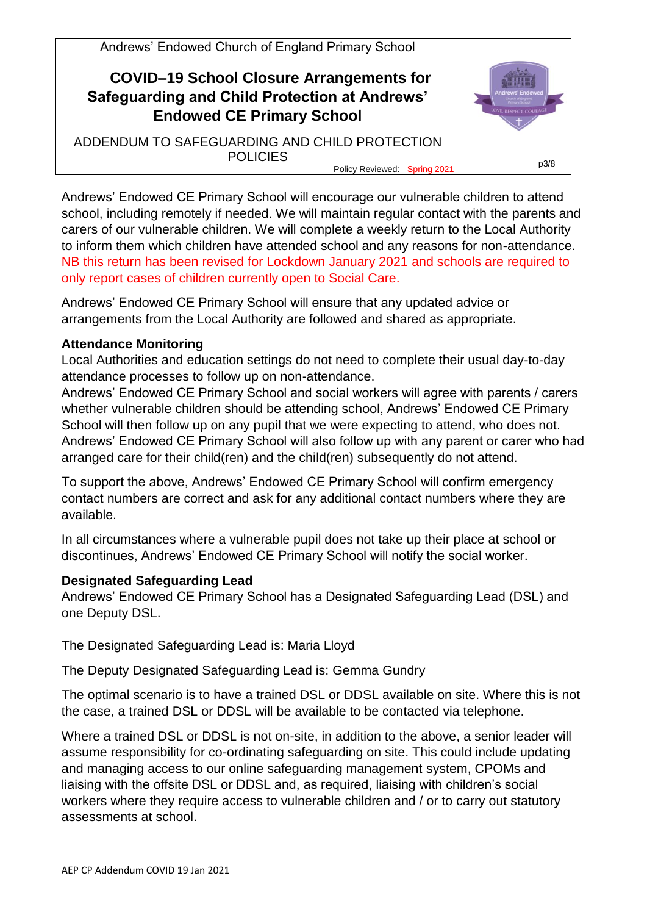Andrews' Endowed CE Primary School will encourage our vulnerable children to attend school, including remotely if needed. We will maintain regular contact with the parents and carers of our vulnerable children. We will complete a weekly return to the Local Authority to inform them which children have attended school and any reasons for non-attendance. NB this return has been revised for Lockdown January 2021 and schools are required to only report cases of children currently open to Social Care.

Andrews' Endowed CE Primary School will ensure that any updated advice or arrangements from the Local Authority are followed and shared as appropriate.

**Attendance Monitoring**

Local Authorities and education settings do not need to complete their usual day-to-day attendance processes to follow up on non-attendance.

Andrews' Endowed CE Primary School and social workers will agree with parents / carers whether vulnerable children should be attending school, Andrews' Endowed CE Primary School will then follow up on any pupil that we were expecting to attend, who does not. Andrews' Endowed CE Primary School will also follow up with any parent or carer who had arranged care for their child(ren) and the child(ren) subsequently do not attend.

To support the above, Andrews' Endowed CE Primary School will confirm emergency contact numbers are correct and ask for any additional contact numbers where they are available.

In all circumstances where a vulnerable pupil does not take up their place at school or discontinues, Andrews' Endowed CE Primary School will notify the social worker.

**Designated Safeguarding Lead**

Andrews' Endowed CE Primary School has a Designated Safeguarding Lead (DSL) and one Deputy DSL.

The Designated Safeguarding Lead is: Maria Lloyd

The Deputy Designated Safeguarding Lead is: Gemma Gundry

The optimal scenario is to have a trained DSL or DDSL available on site. Where this is not the case, a trained DSL or DDSL will be available to be contacted via telephone.

Where a trained DSL or DDSL is not on-site, in addition to the above, a senior leader will assume responsibility for co-ordinating safeguarding on site. This could include updating and managing access to our online safeguarding management system, CPOMs and liaising with the offsite DSL or DDSL and, as required, liaising with children's social workers where they require access to vulnerable children and / or to carry out statutory assessments at school.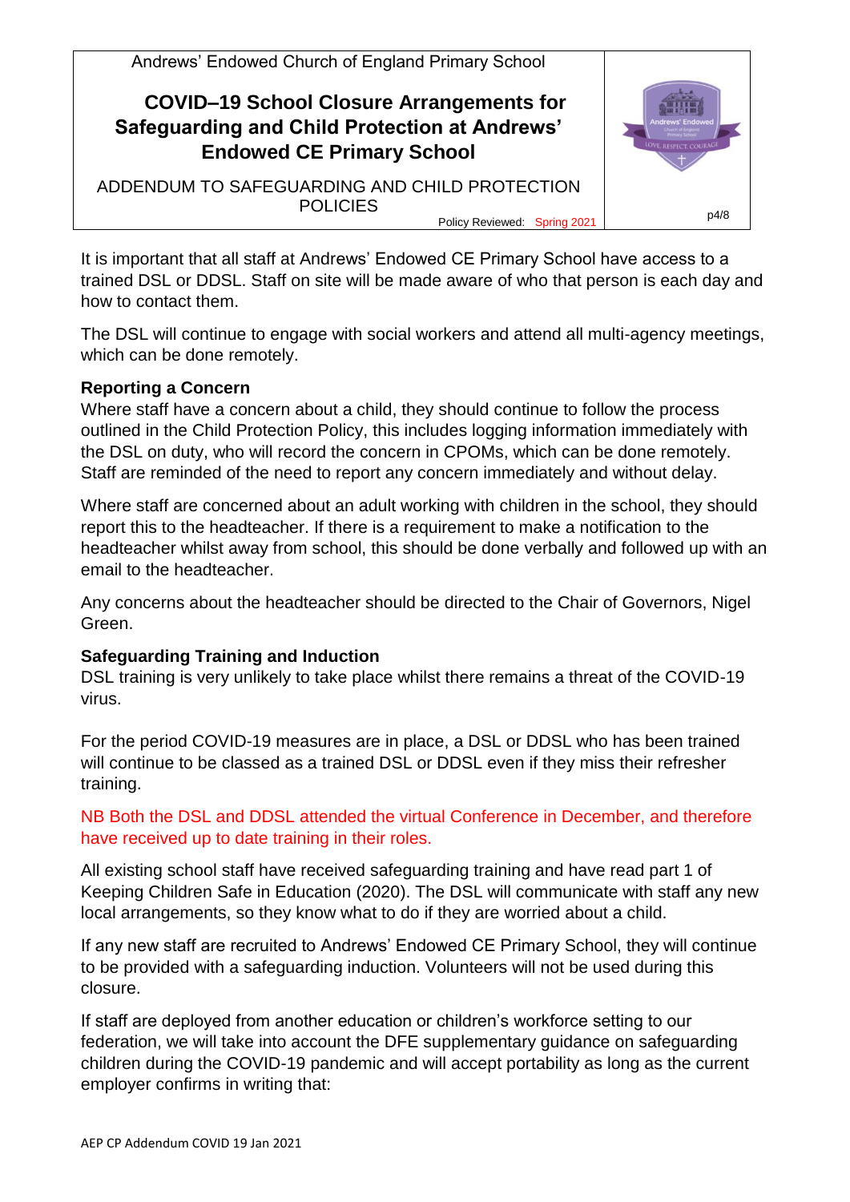It is important that all staff at Andrews' Endowed CE Primary School have access to a trained DSL or DDSL. Staff on site will be made aware of who that person is each day and how to contact them.

The DSL will continue to engage with social workers and attend all multi-agency meetings, which can be done remotely.

**Reporting a Concern**

Where staff have a concern about a child, they should continue to follow the process outlined in the Child Protection Policy, this includes logging information immediately with the DSL on duty, who will record the concern in CPOMs, which can be done remotely. Staff are reminded of the need to report any concern immediately and without delay.

Where staff are concerned about an adult working with children in the school, they should report this to the headteacher. If there is a requirement to make a notification to the headteacher whilst away from school, this should be done verbally and followed up with an email to the headteacher.

Any concerns about the headteacher should be directed to the Chair of Governors, Nigel Green.

**Safeguarding Training and Induction**

DSL training is very unlikely to take place whilst there remains a threat of the COVID-19 virus.

For the period COVID-19 measures are in place, a DSL or DDSL who has been trained will continue to be classed as a trained DSL or DDSL even if they miss their refresher training.

NB Both the DSL and DDSL attended the virtual Conference in December, and therefore have received up to date training in their roles.

All existing school staff have received safeguarding training and have read part 1 of Keeping Children Safe in Education (2020). The DSL will communicate with staff any new local arrangements, so they know what to do if they are worried about a child.

If any new staff are recruited to Andrews' Endowed CE Primary School, they will continue to be provided with a safeguarding induction. Volunteers will not be used during this closure.

If staff are deployed from another education or children's workforce setting to our federation, we will take into account the DFE supplementary guidance on safeguarding children during the COVID-19 pandemic and will accept portability as long as the current employer confirms in writing that: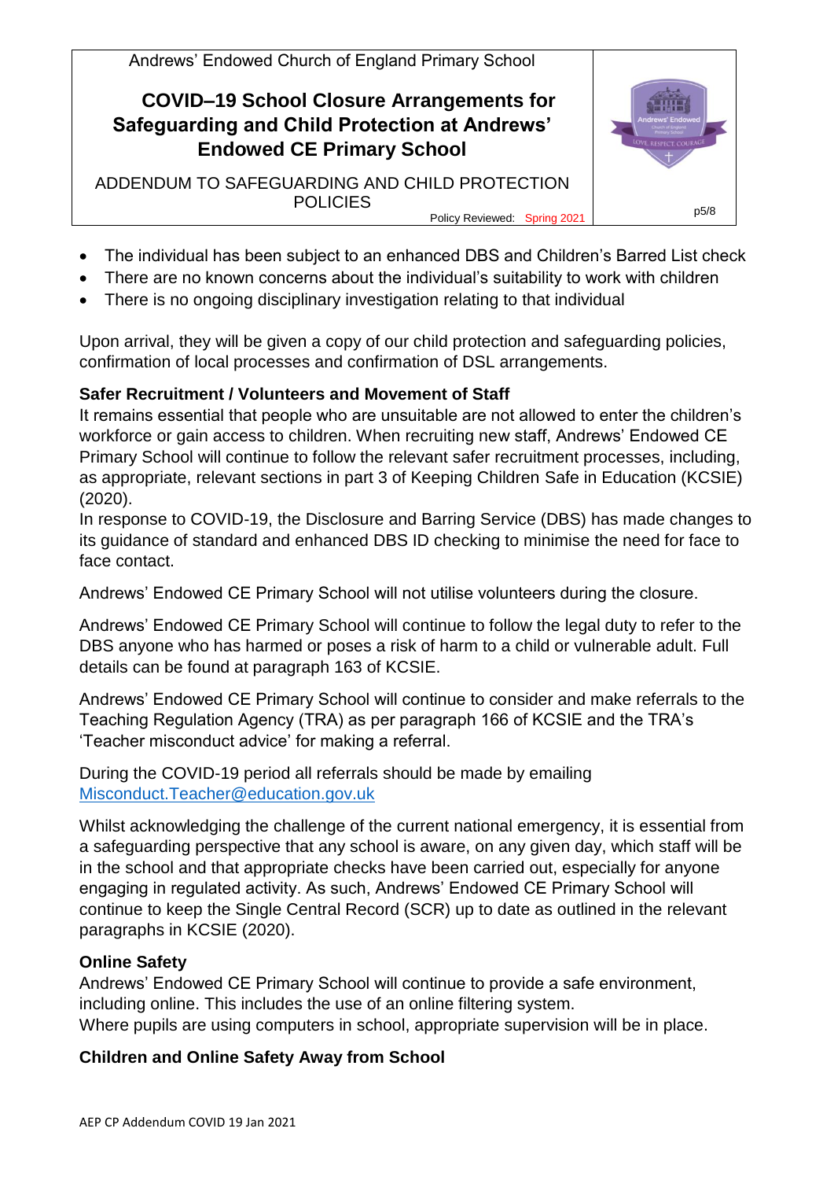- The individual has been subject to an enhanced DBS and Children's Barred List check
- There are no known concerns about the individual's suitability to work with children
- There is no ongoing disciplinary investigation relating to that individual

Upon arrival, they will be given a copy of our child protection and safeguarding policies, confirmation of local processes and confirmation of DSL arrangements.

**Safer Recruitment / Volunteers and Movement of Staff**

It remains essential that people who are unsuitable are not allowed to enter the children's workforce or gain access to children. When recruiting new staff, Andrews' Endowed CE Primary School will continue to follow the relevant safer recruitment processes, including, as appropriate, relevant sections in part 3 of Keeping Children Safe in Education (KCSIE) (2020).

In response to COVID-19, the Disclosure and Barring Service (DBS) has made changes to its guidance of standard and enhanced DBS ID checking to minimise the need for face to face contact.

Andrews' Endowed CE Primary School will not utilise volunteers during the closure.

Andrews' Endowed CE Primary School will continue to follow the legal duty to refer to the DBS anyone who has harmed or poses a risk of harm to a child or vulnerable adult. Full details can be found at paragraph 163 of KCSIE.

Andrews' Endowed CE Primary School will continue to consider and make referrals to the Teaching Regulation Agency (TRA) as per paragraph 166 of KCSIE and the TRA's 'Teacher misconduct advice' for making a referral.

During the COVID-19 period all referrals should be made by emailing [Misconduct.Teacher@education.gov.uk](mailto:Misconduct.Teacher@education.gov.uk)

Whilst acknowledging the challenge of the current national emergency, it is essential from a safeguarding perspective that any school is aware, on any given day, which staff will be in the school and that appropriate checks have been carried out, especially for anyone engaging in regulated activity. As such, Andrews' Endowed CE Primary School will continue to keep the Single Central Record (SCR) up to date as outlined in the relevant paragraphs in KCSIE (2020).

**Online Safety**

Andrews' Endowed CE Primary School will continue to provide a safe environment, including online. This includes the use of an online filtering system.

Where pupils are using computers in school, appropriate supervision will be in place.

**Children and Online Safety Away from School**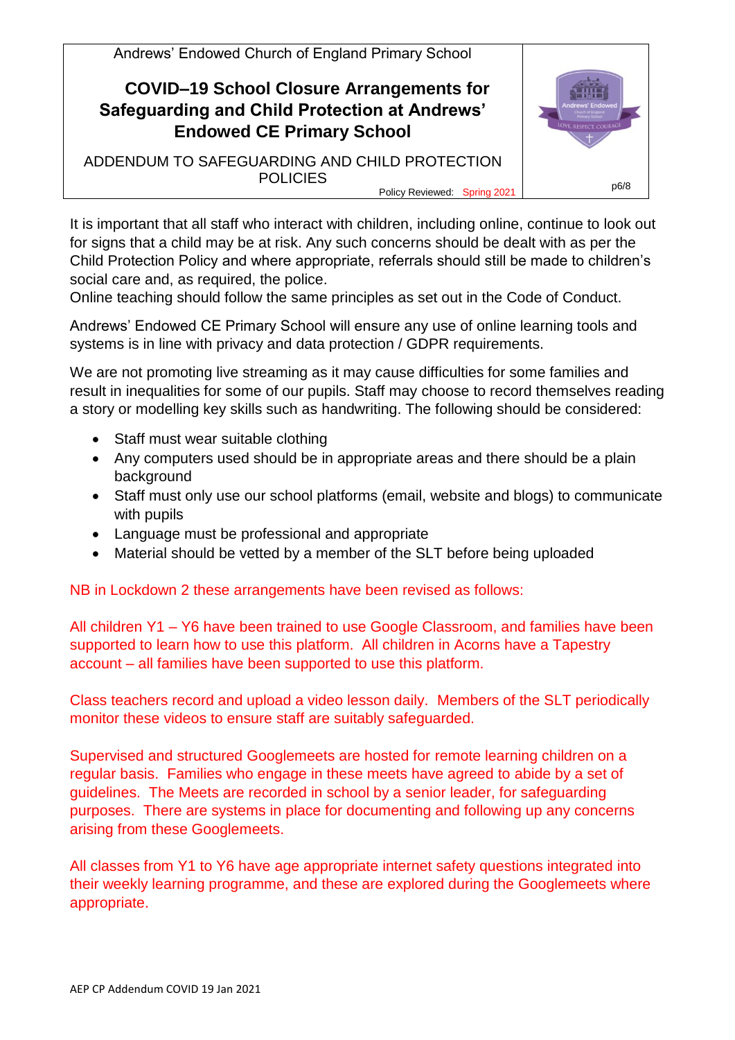It is important that all staff who interact with children, including online, continue to look out for signs that a child may be at risk. Any such concerns should be dealt with as per the Child Protection Policy and where appropriate, referrals should still be made to children's social care and, as required, the police.
Online teaching should follow the same principles as set out in the Code of Conduct.

Andrews' Endowed CE Primary School will ensure any use of online learning tools and systems is in line with privacy and data protection / GDPR requirements.

We are not promoting live streaming as it may cause difficulties for some families and result in inequalities for some of our pupils. Staff may choose to record themselves reading a story or modelling key skills such as handwriting. The following should be considered:

- Staff must wear suitable clothing
- Any computers used should be in appropriate areas and there should be a plain background
- Staff must only use our school platforms (email, website and blogs) to communicate with pupils
- Language must be professional and appropriate
- Material should be vetted by a member of the SLT before being uploaded

NB in Lockdown 2 these arrangements have been revised as follows:

All children Y1 – Y6 have been trained to use Google Classroom, and families have been supported to learn how to use this platform. All children in Acorns have a Tapestry account – all families have been supported to use this platform.

Class teachers record and upload a video lesson daily. Members of the SLT periodically monitor these videos to ensure staff are suitably safeguarded.

Supervised and structured Googlemeets are hosted for remote learning children on a regular basis. Families who engage in these meets have agreed to abide by a set of guidelines. The Meets are recorded in school by a senior leader, for safeguarding purposes. There are systems in place for documenting and following up any concerns arising from these Googlemeets.

All classes from Y1 to Y6 have age appropriate internet safety questions integrated into their weekly learning programme, and these are explored during the Googlemeets where appropriate.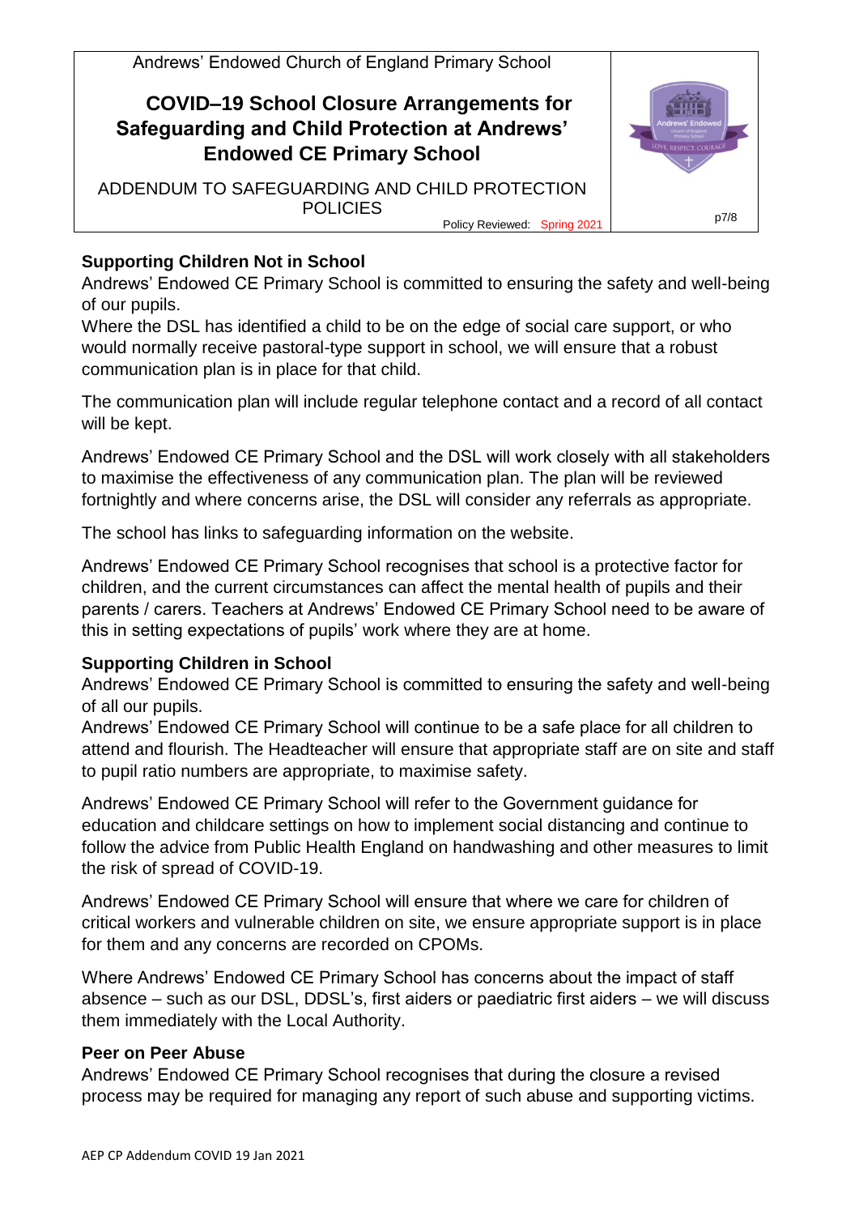## Supporting Children Not in School

Andrews' Endowed CE Primary School is committed to ensuring the safety and well-being of our pupils.

Where the DSL has identified a child to be on the edge of social care support, or who would normally receive pastoral-type support in school, we will ensure that a robust communication plan is in place for that child.

The communication plan will include regular telephone contact and a record of all contact will be kept.

Andrews' Endowed CE Primary School and the DSL will work closely with all stakeholders to maximise the effectiveness of any communication plan. The plan will be reviewed fortnightly and where concerns arise, the DSL will consider any referrals as appropriate.

The school has links to safeguarding information on the website.

Andrews' Endowed CE Primary School recognises that school is a protective factor for children, and the current circumstances can affect the mental health of pupils and their parents / carers. Teachers at Andrews' Endowed CE Primary School need to be aware of this in setting expectations of pupils' work where they are at home.

## Supporting Children in School

Andrews' Endowed CE Primary School is committed to ensuring the safety and well-being of all our pupils.

Andrews' Endowed CE Primary School will continue to be a safe place for all children to attend and flourish. The Headteacher will ensure that appropriate staff are on site and staff to pupil ratio numbers are appropriate, to maximise safety.

Andrews' Endowed CE Primary School will refer to the Government guidance for education and childcare settings on how to implement social distancing and continue to follow the advice from Public Health England on handwashing and other measures to limit the risk of spread of COVID-19.

Andrews' Endowed CE Primary School will ensure that where we care for children of critical workers and vulnerable children on site, we ensure appropriate support is in place for them and any concerns are recorded on CPOMs.

Where Andrews' Endowed CE Primary School has concerns about the impact of staff absence – such as our DSL, DDSL's, first aiders or paediatric first aiders – we will discuss them immediately with the Local Authority.

## Peer on Peer Abuse

Andrews' Endowed CE Primary School recognises that during the closure a revised process may be required for managing any report of such abuse and supporting victims.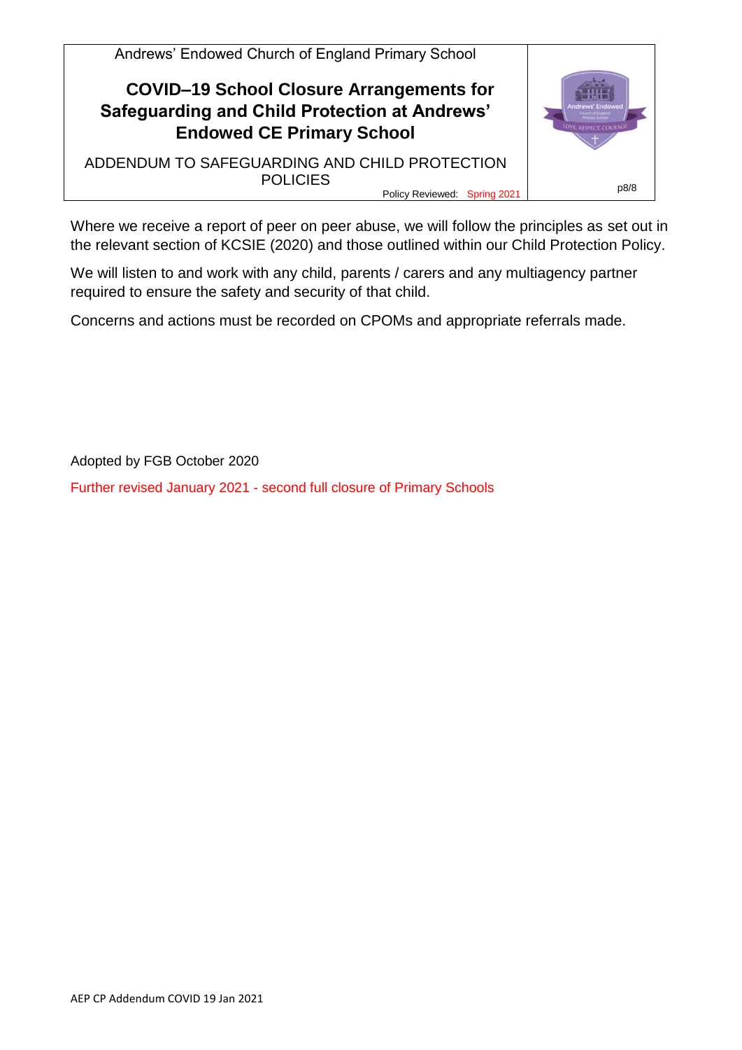Where we receive a report of peer on peer abuse, we will follow the principles as set out in the relevant section of KCSIE (2020) and those outlined within our Child Protection Policy.

We will listen to and work with any child, parents / carers and any multiagency partner required to ensure the safety and security of that child.

Concerns and actions must be recorded on CPOMs and appropriate referrals made.

Adopted by FGB October 2020

Further revised January 2021 - second full closure of Primary Schools